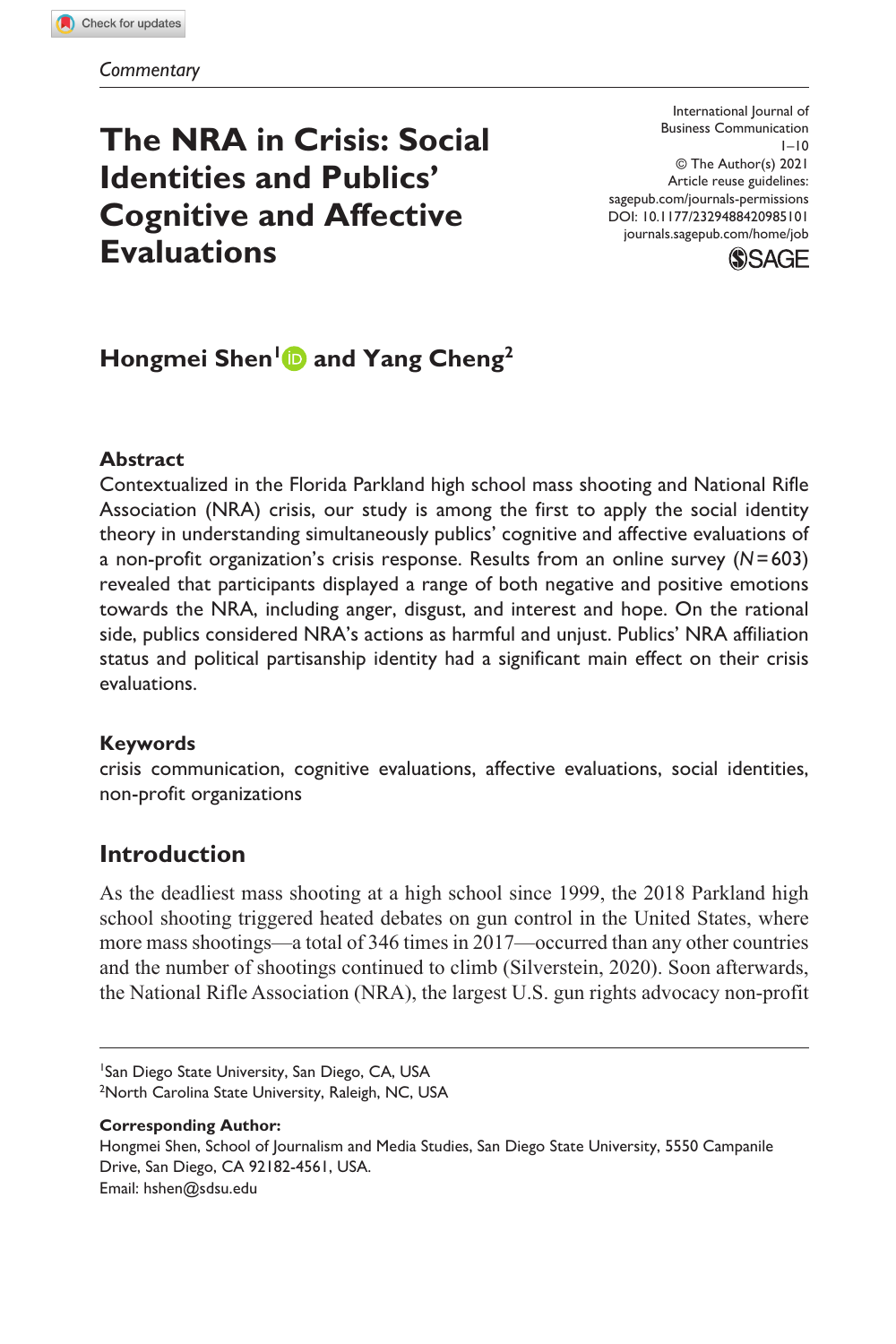*Commentary*

# The NRA in Crisis: Social Identities and Publics' Cognitive and Affective Evaluations

**Hongmei Shen[1] and Yang Cheng[2]**

## Abstract

Contextualized in the Florida Parkland high school mass shooting and National Rifle Association (NRA) crisis, our study is among the first to apply the social identity theory in understanding simultaneously publics' cognitive and affective evaluations of a non-profit organization's crisis response. Results from an online survey ($N = 603$) revealed that participants displayed a range of both negative and positive emotions towards the NRA, including anger, disgust, and interest and hope. On the rational side, publics considered NRA's actions as harmful and unjust. Publics' NRA affiliation status and political partisanship identity had a significant main effect on their crisis evaluations.

## Keywords

crisis communication, cognitive evaluations, affective evaluations, social identities, non-profit organizations

## Introduction

As the deadliest mass shooting at a high school since 1999, the 2018 Parkland high school shooting triggered heated debates on gun control in the United States, where more mass shootings—a total of 346 times in 2017—occurred than any other countries and the number of shootings continued to climb (Silverstein, 2020). Soon afterwards, the National Rifle Association (NRA), the largest U.S. gun rights advocacy non-profit

[1]San Diego State University, San Diego, CA, USA
[2]North Carolina State University, Raleigh, NC, USA

**Corresponding Author:**
Hongmei Shen, School of Journalism and Media Studies, San Diego State University, 5550 Campanile Drive, San Diego, CA 92182-4561, USA.
Email: hshen@sdsu.edu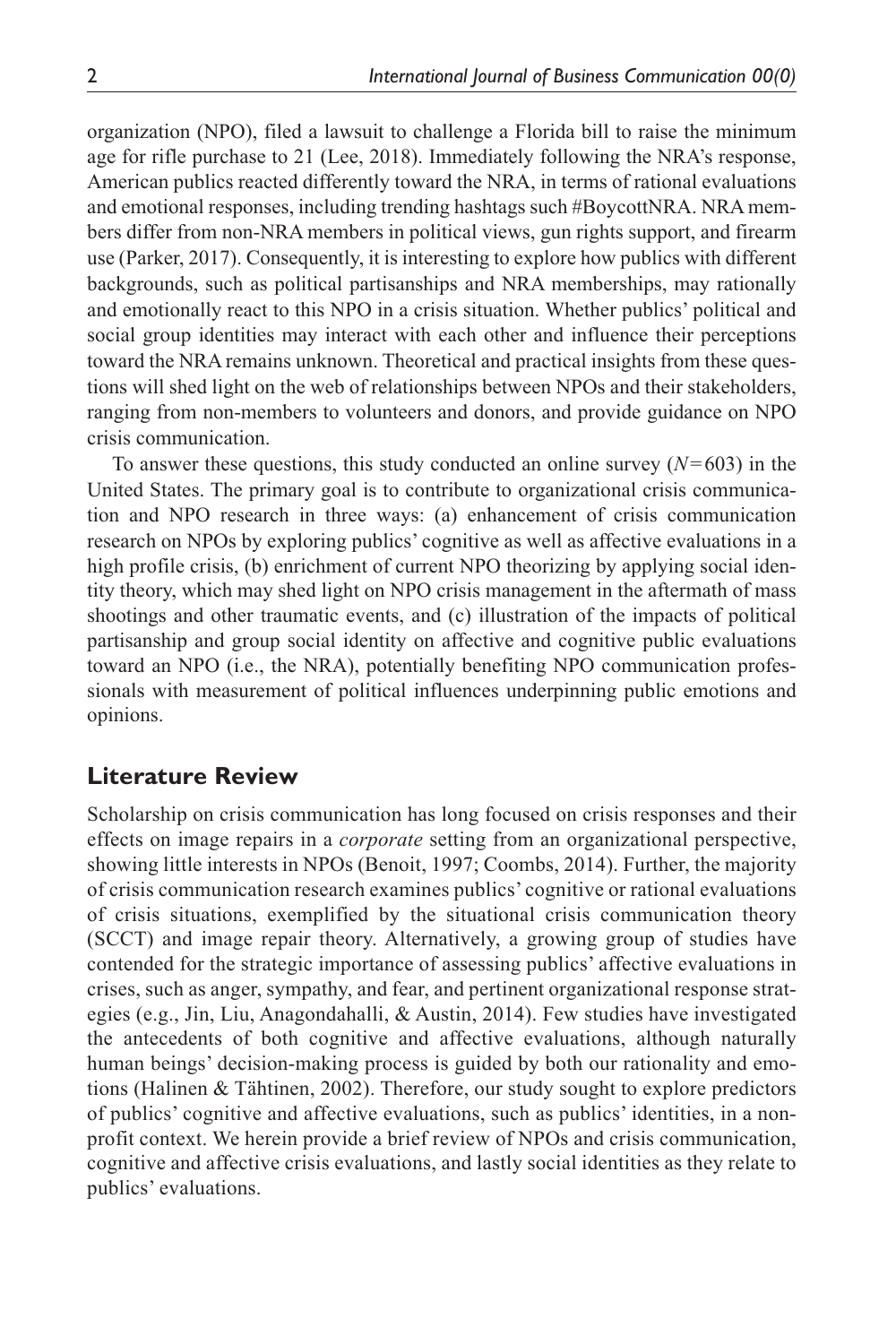organization (NPO), filed a lawsuit to challenge a Florida bill to raise the minimum age for rifle purchase to 21 (Lee, 2018). Immediately following the NRA's response, American publics reacted differently toward the NRA, in terms of rational evaluations and emotional responses, including trending hashtags such #BoycottNRA. NRA members differ from non-NRA members in political views, gun rights support, and firearm use (Parker, 2017). Consequently, it is interesting to explore how publics with different backgrounds, such as political partisanships and NRA memberships, may rationally and emotionally react to this NPO in a crisis situation. Whether publics' political and social group identities may interact with each other and influence their perceptions toward the NRA remains unknown. Theoretical and practical insights from these questions will shed light on the web of relationships between NPOs and their stakeholders, ranging from non-members to volunteers and donors, and provide guidance on NPO crisis communication.

To answer these questions, this study conducted an online survey ($N = 603$) in the United States. The primary goal is to contribute to organizational crisis communication and NPO research in three ways: (a) enhancement of crisis communication research on NPOs by exploring publics' cognitive as well as affective evaluations in a high profile crisis, (b) enrichment of current NPO theorizing by applying social identity theory, which may shed light on NPO crisis management in the aftermath of mass shootings and other traumatic events, and (c) illustration of the impacts of political partisanship and group social identity on affective and cognitive public evaluations toward an NPO (i.e., the NRA), potentially benefiting NPO communication professionals with measurement of political influences underpinning public emotions and opinions.

## Literature Review

Scholarship on crisis communication has long focused on crisis responses and their effects on image repairs in a *corporate* setting from an organizational perspective, showing little interests in NPOs (Benoit, 1997; Coombs, 2014). Further, the majority of crisis communication research examines publics' cognitive or rational evaluations of crisis situations, exemplified by the situational crisis communication theory (SCCT) and image repair theory. Alternatively, a growing group of studies have contended for the strategic importance of assessing publics' affective evaluations in crises, such as anger, sympathy, and fear, and pertinent organizational response strategies (e.g., Jin, Liu, Anagondahalli, & Austin, 2014). Few studies have investigated the antecedents of both cognitive and affective evaluations, although naturally human beings' decision-making process is guided by both our rationality and emotions (Halinen & Tähtinen, 2002). Therefore, our study sought to explore predictors of publics' cognitive and affective evaluations, such as publics' identities, in a non-profit context. We herein provide a brief review of NPOs and crisis communication, cognitive and affective crisis evaluations, and lastly social identities as they relate to publics' evaluations.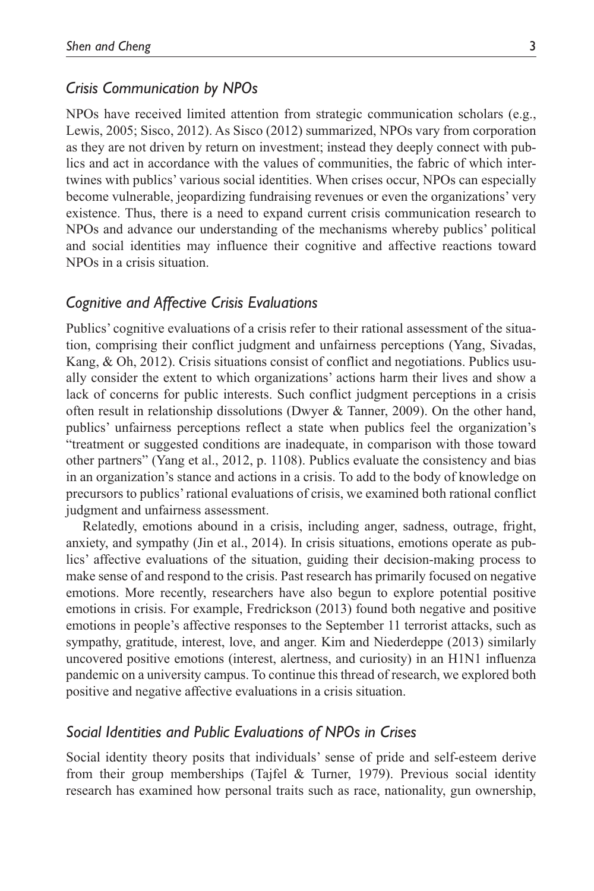### *Crisis Communication by NPOs*

NPOs have received limited attention from strategic communication scholars (e.g., Lewis, 2005; Sisco, 2012). As Sisco (2012) summarized, NPOs vary from corporation as they are not driven by return on investment; instead they deeply connect with publics and act in accordance with the values of communities, the fabric of which intertwines with publics' various social identities. When crises occur, NPOs can especially become vulnerable, jeopardizing fundraising revenues or even the organizations' very existence. Thus, there is a need to expand current crisis communication research to NPOs and advance our understanding of the mechanisms whereby publics' political and social identities may influence their cognitive and affective reactions toward NPOs in a crisis situation.

### *Cognitive and Affective Crisis Evaluations*

Publics' cognitive evaluations of a crisis refer to their rational assessment of the situation, comprising their conflict judgment and unfairness perceptions (Yang, Sivadas, Kang, & Oh, 2012). Crisis situations consist of conflict and negotiations. Publics usually consider the extent to which organizations' actions harm their lives and show a lack of concerns for public interests. Such conflict judgment perceptions in a crisis often result in relationship dissolutions (Dwyer & Tanner, 2009). On the other hand, publics' unfairness perceptions reflect a state when publics feel the organization's "treatment or suggested conditions are inadequate, in comparison with those toward other partners" (Yang et al., 2012, p. 1108). Publics evaluate the consistency and bias in an organization's stance and actions in a crisis. To add to the body of knowledge on precursors to publics' rational evaluations of crisis, we examined both rational conflict judgment and unfairness assessment.

Relatedly, emotions abound in a crisis, including anger, sadness, outrage, fright, anxiety, and sympathy (Jin et al., 2014). In crisis situations, emotions operate as publics' affective evaluations of the situation, guiding their decision-making process to make sense of and respond to the crisis. Past research has primarily focused on negative emotions. More recently, researchers have also begun to explore potential positive emotions in crisis. For example, Fredrickson (2013) found both negative and positive emotions in people's affective responses to the September 11 terrorist attacks, such as sympathy, gratitude, interest, love, and anger. Kim and Niederdeppe (2013) similarly uncovered positive emotions (interest, alertness, and curiosity) in an H1N1 influenza pandemic on a university campus. To continue this thread of research, we explored both positive and negative affective evaluations in a crisis situation.

### *Social Identities and Public Evaluations of NPOs in Crises*

Social identity theory posits that individuals' sense of pride and self-esteem derive from their group memberships (Tajfel & Turner, 1979). Previous social identity research has examined how personal traits such as race, nationality, gun ownership,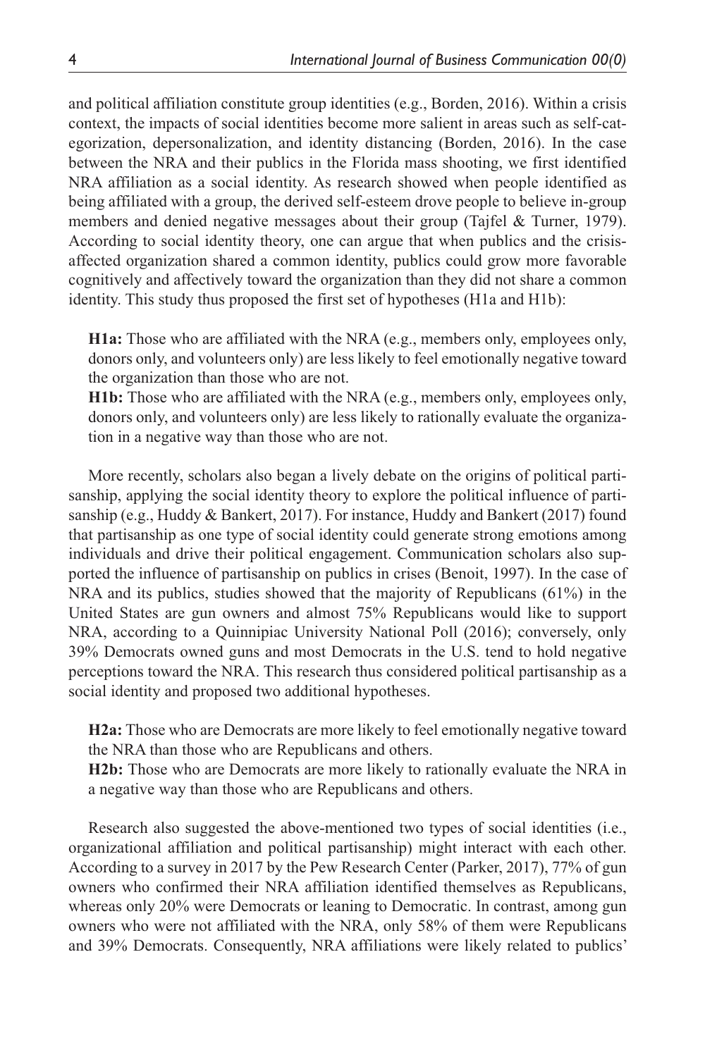and political affiliation constitute group identities (e.g., Borden, 2016). Within a crisis context, the impacts of social identities become more salient in areas such as self-categorization, depersonalization, and identity distancing (Borden, 2016). In the case between the NRA and their publics in the Florida mass shooting, we first identified NRA affiliation as a social identity. As research showed when people identified as being affiliated with a group, the derived self-esteem drove people to believe in-group members and denied negative messages about their group (Tajfel & Turner, 1979). According to social identity theory, one can argue that when publics and the crisis-affected organization shared a common identity, publics could grow more favorable cognitively and affectively toward the organization than they did not share a common identity. This study thus proposed the first set of hypotheses (H1a and H1b):

> **H1a:** Those who are affiliated with the NRA (e.g., members only, employees only, donors only, and volunteers only) are less likely to feel emotionally negative toward the organization than those who are not.
>
> **H1b:** Those who are affiliated with the NRA (e.g., members only, employees only, donors only, and volunteers only) are less likely to rationally evaluate the organization in a negative way than those who are not.

More recently, scholars also began a lively debate on the origins of political partisanship, applying the social identity theory to explore the political influence of partisanship (e.g., Huddy & Bankert, 2017). For instance, Huddy and Bankert (2017) found that partisanship as one type of social identity could generate strong emotions among individuals and drive their political engagement. Communication scholars also supported the influence of partisanship on publics in crises (Benoit, 1997). In the case of NRA and its publics, studies showed that the majority of Republicans (61%) in the United States are gun owners and almost 75% Republicans would like to support NRA, according to a Quinnipiac University National Poll (2016); conversely, only 39% Democrats owned guns and most Democrats in the U.S. tend to hold negative perceptions toward the NRA. This research thus considered political partisanship as a social identity and proposed two additional hypotheses.

> **H2a:** Those who are Democrats are more likely to feel emotionally negative toward the NRA than those who are Republicans and others.
>
> **H2b:** Those who are Democrats are more likely to rationally evaluate the NRA in a negative way than those who are Republicans and others.

Research also suggested the above-mentioned two types of social identities (i.e., organizational affiliation and political partisanship) might interact with each other. According to a survey in 2017 by the Pew Research Center (Parker, 2017), 77% of gun owners who confirmed their NRA affiliation identified themselves as Republicans, whereas only 20% were Democrats or leaning to Democratic. In contrast, among gun owners who were not affiliated with the NRA, only 58% of them were Republicans and 39% Democrats. Consequently, NRA affiliations were likely related to publics'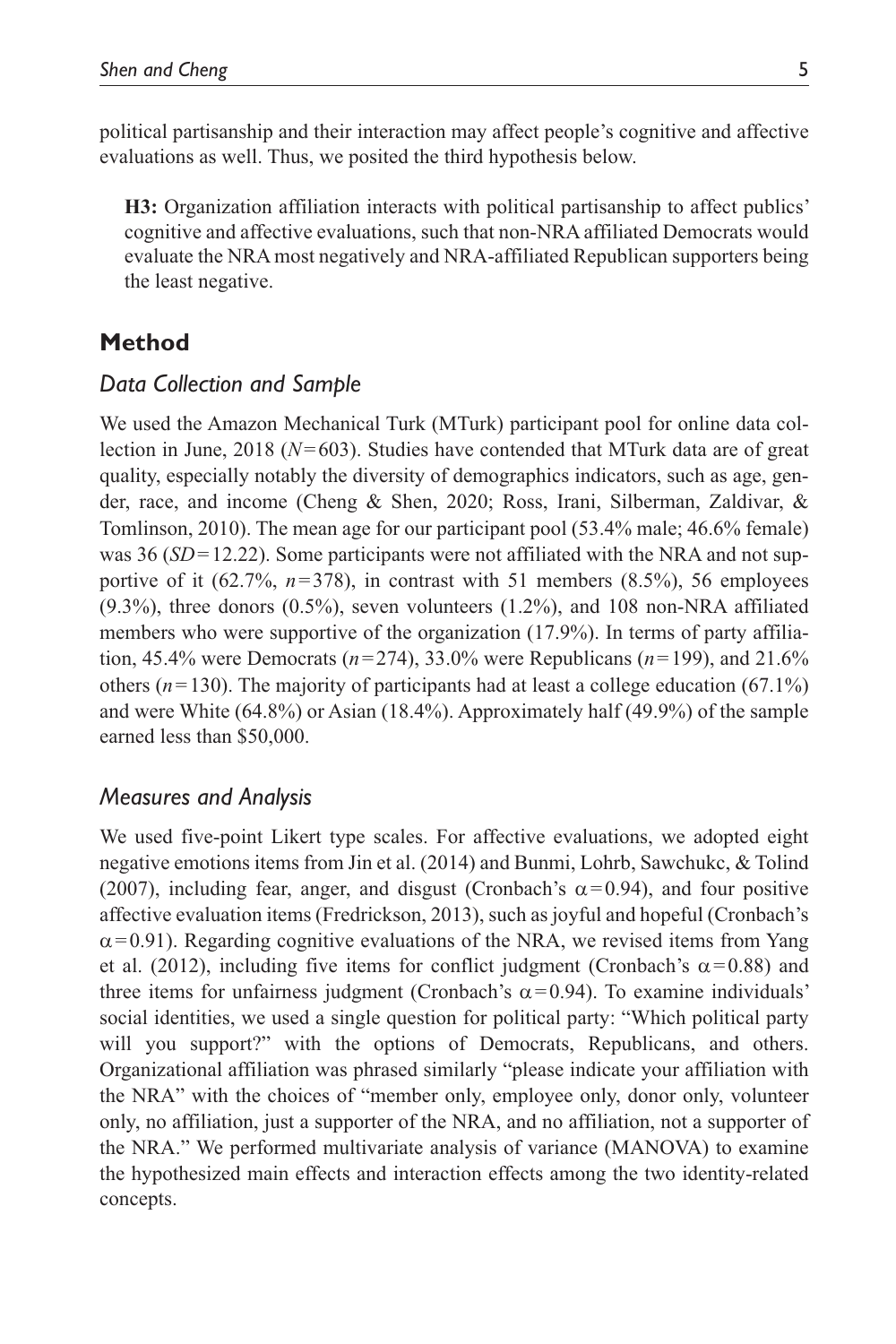political partisanship and their interaction may affect people's cognitive and affective evaluations as well. Thus, we posited the third hypothesis below.

> **H3:** Organization affiliation interacts with political partisanship to affect publics' cognitive and affective evaluations, such that non-NRA affiliated Democrats would evaluate the NRA most negatively and NRA-affiliated Republican supporters being the least negative.

## Method

### *Data Collection and Sample*

We used the Amazon Mechanical Turk (MTurk) participant pool for online data collection in June, 2018 ($N=603$). Studies have contended that MTurk data are of great quality, especially notably the diversity of demographics indicators, such as age, gender, race, and income (Cheng & Shen, 2020; Ross, Irani, Silberman, Zaldivar, & Tomlinson, 2010). The mean age for our participant pool (53.4% male; 46.6% female) was 36 ($SD=12.22$). Some participants were not affiliated with the NRA and not supportive of it (62.7%, $n=378$), in contrast with 51 members (8.5%), 56 employees (9.3%), three donors (0.5%), seven volunteers (1.2%), and 108 non-NRA affiliated members who were supportive of the organization (17.9%). In terms of party affiliation, 45.4% were Democrats ($n=274$), 33.0% were Republicans ($n=199$), and 21.6% others ($n=130$). The majority of participants had at least a college education (67.1%) and were White (64.8%) or Asian (18.4%). Approximately half (49.9%) of the sample earned less than \$50,000.

### *Measures and Analysis*

We used five-point Likert type scales. For affective evaluations, we adopted eight negative emotions items from Jin et al. (2014) and Bunmi, Lohrb, Sawchukc, & Tolind (2007), including fear, anger, and disgust (Cronbach's $\alpha=0.94$), and four positive affective evaluation items (Fredrickson, 2013), such as joyful and hopeful (Cronbach's $\alpha=0.91$). Regarding cognitive evaluations of the NRA, we revised items from Yang et al. (2012), including five items for conflict judgment (Cronbach's $\alpha=0.88$) and three items for unfairness judgment (Cronbach's $\alpha=0.94$). To examine individuals' social identities, we used a single question for political party: "Which political party will you support?" with the options of Democrats, Republicans, and others. Organizational affiliation was phrased similarly "please indicate your affiliation with the NRA" with the choices of "member only, employee only, donor only, volunteer only, no affiliation, just a supporter of the NRA, and no affiliation, not a supporter of the NRA." We performed multivariate analysis of variance (MANOVA) to examine the hypothesized main effects and interaction effects among the two identity-related concepts.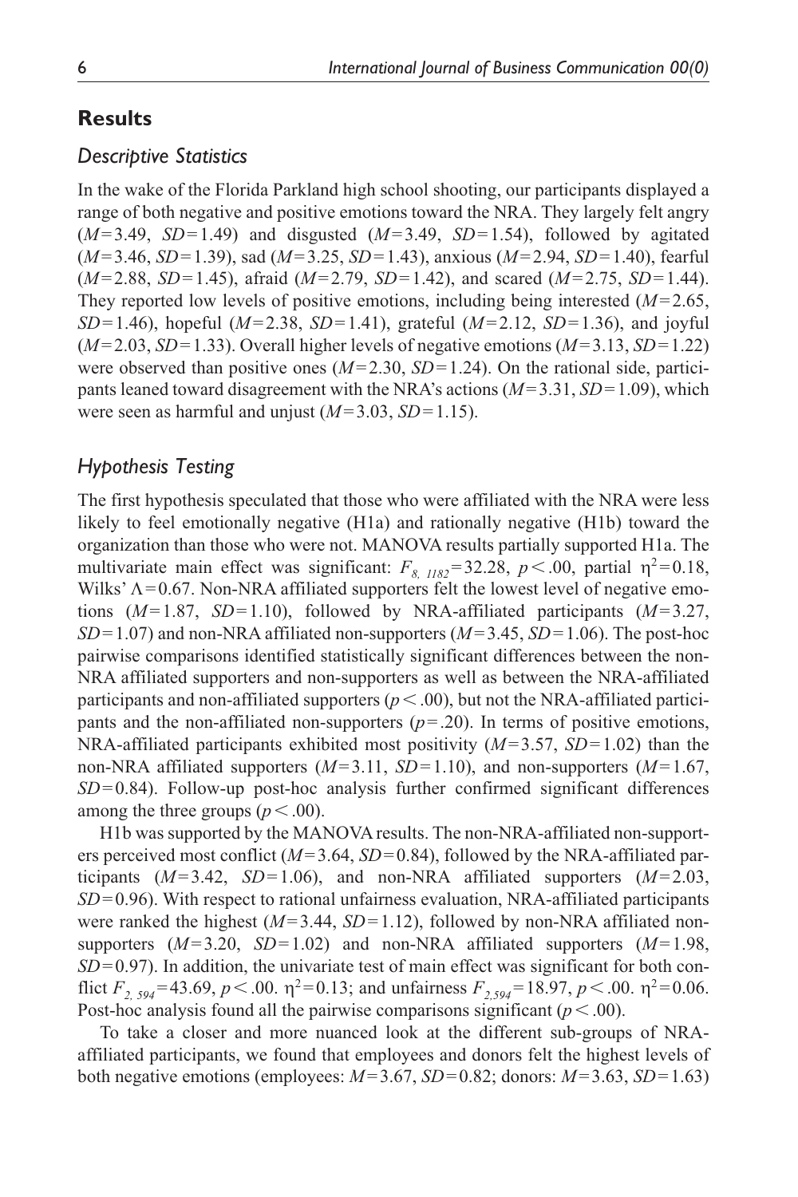## Results

### Descriptive Statistics

In the wake of the Florida Parkland high school shooting, our participants displayed a range of both negative and positive emotions toward the NRA. They largely felt angry ($M=3.49$, $SD=1.49$) and disgusted ($M=3.49$, $SD=1.54$), followed by agitated ($M=3.46$, $SD=1.39$), sad ($M=3.25$, $SD=1.43$), anxious ($M=2.94$, $SD=1.40$), fearful ($M=2.88$, $SD=1.45$), afraid ($M=2.79$, $SD=1.42$), and scared ($M=2.75$, $SD=1.44$). They reported low levels of positive emotions, including being interested ($M=2.65$, $SD=1.46$), hopeful ($M=2.38$, $SD=1.41$), grateful ($M=2.12$, $SD=1.36$), and joyful ($M=2.03$, $SD=1.33$). Overall higher levels of negative emotions ($M=3.13$, $SD=1.22$) were observed than positive ones ($M=2.30$, $SD=1.24$). On the rational side, participants leaned toward disagreement with the NRA's actions ($M=3.31$, $SD=1.09$), which were seen as harmful and unjust ($M=3.03$, $SD=1.15$).

### Hypothesis Testing

The first hypothesis speculated that those who were affiliated with the NRA were less likely to feel emotionally negative (H1a) and rationally negative (H1b) toward the organization than those who were not. MANOVA results partially supported H1a. The multivariate main effect was significant: $F_{8,\ 1182}=32.28$, $p<.00$, partial $\eta^2=0.18$, Wilks' $\Lambda=0.67$. Non-NRA affiliated supporters felt the lowest level of negative emotions ($M=1.87$, $SD=1.10$), followed by NRA-affiliated participants ($M=3.27$, $SD=1.07$) and non-NRA affiliated non-supporters ($M=3.45$, $SD=1.06$). The post-hoc pairwise comparisons identified statistically significant differences between the non-NRA affiliated supporters and non-supporters as well as between the NRA-affiliated participants and non-affiliated supporters ($p<.00$), but not the NRA-affiliated participants and the non-affiliated non-supporters ($p=.20$). In terms of positive emotions, NRA-affiliated participants exhibited most positivity ($M=3.57$, $SD=1.02$) than the non-NRA affiliated supporters ($M=3.11$, $SD=1.10$), and non-supporters ($M=1.67$, $SD=0.84$). Follow-up post-hoc analysis further confirmed significant differences among the three groups ($p<.00$).

H1b was supported by the MANOVA results. The non-NRA-affiliated non-supporters perceived most conflict ($M=3.64$, $SD=0.84$), followed by the NRA-affiliated participants ($M=3.42$, $SD=1.06$), and non-NRA affiliated supporters ($M=2.03$, $SD=0.96$). With respect to rational unfairness evaluation, NRA-affiliated participants were ranked the highest ($M=3.44$, $SD=1.12$), followed by non-NRA affiliated non-supporters ($M=3.20$, $SD=1.02$) and non-NRA affiliated supporters ($M=1.98$, $SD=0.97$). In addition, the univariate test of main effect was significant for both conflict $F_{2,\ 594}=43.69$, $p<.00$. $\eta^2=0.13$; and unfairness $F_{2,594}=18.97$, $p<.00$. $\eta^2=0.06$. Post-hoc analysis found all the pairwise comparisons significant ($p<.00$).

To take a closer and more nuanced look at the different sub-groups of NRA-affiliated participants, we found that employees and donors felt the highest levels of both negative emotions (employees: $M=3.67$, $SD=0.82$; donors: $M=3.63$, $SD=1.63$)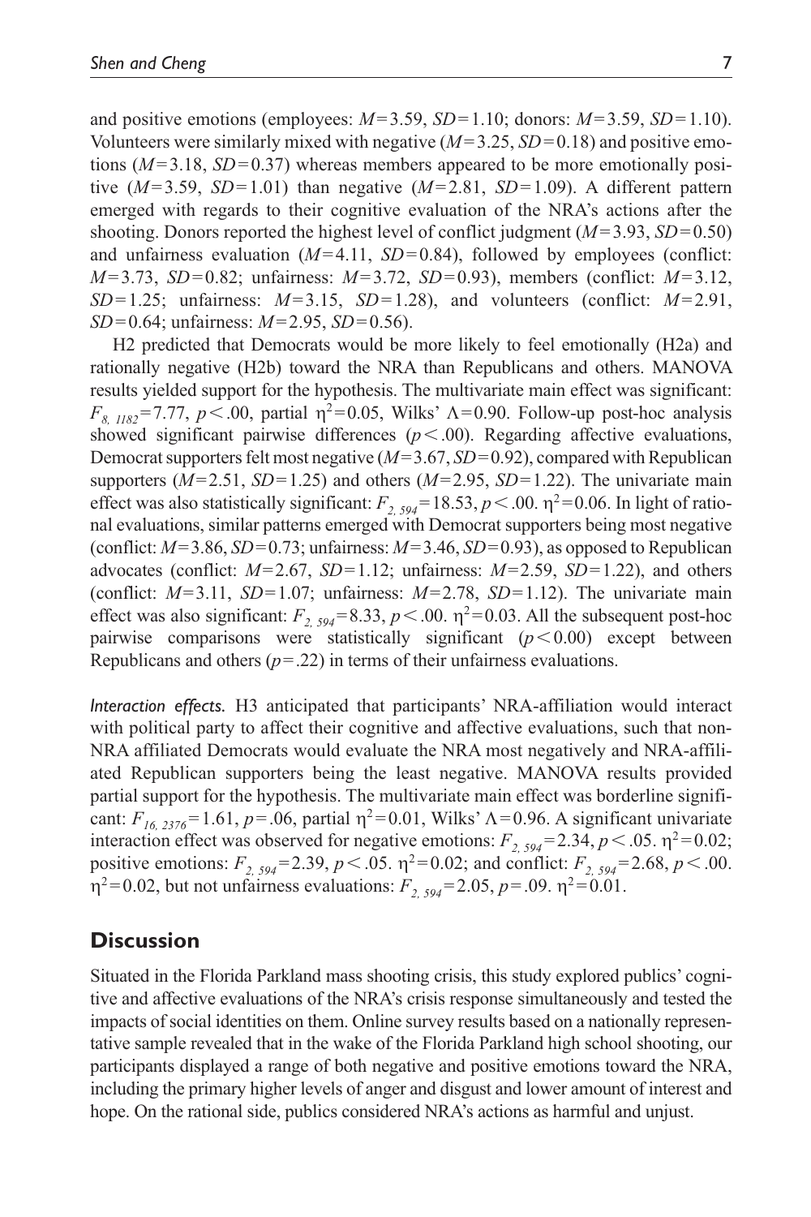and positive emotions (employees: $M=3.59$, $SD=1.10$; donors: $M=3.59$, $SD=1.10$). Volunteers were similarly mixed with negative ($M=3.25$, $SD=0.18$) and positive emotions ($M=3.18$, $SD=0.37$) whereas members appeared to be more emotionally positive ($M=3.59$, $SD=1.01$) than negative ($M=2.81$, $SD=1.09$). A different pattern emerged with regards to their cognitive evaluation of the NRA's actions after the shooting. Donors reported the highest level of conflict judgment ($M=3.93$, $SD=0.50$) and unfairness evaluation ($M=4.11$, $SD=0.84$), followed by employees (conflict: $M=3.73$, $SD=0.82$; unfairness: $M=3.72$, $SD=0.93$), members (conflict: $M=3.12$, $SD=1.25$; unfairness: $M=3.15$, $SD=1.28$), and volunteers (conflict: $M=2.91$, $SD=0.64$; unfairness: $M=2.95$, $SD=0.56$).

H2 predicted that Democrats would be more likely to feel emotionally (H2a) and rationally negative (H2b) toward the NRA than Republicans and others. MANOVA results yielded support for the hypothesis. The multivariate main effect was significant: $F_{8,\ 1182}=7.77$, $p<.00$, partial $\eta^2=0.05$, Wilks' $\Lambda=0.90$. Follow-up post-hoc analysis showed significant pairwise differences ($p<.00$). Regarding affective evaluations, Democrat supporters felt most negative ($M=3.67$, $SD=0.92$), compared with Republican supporters ($M=2.51$, $SD=1.25$) and others ($M=2.95$, $SD=1.22$). The univariate main effect was also statistically significant: $F_{2,\ 594}=18.53$, $p<.00$. $\eta^2=0.06$. In light of rational evaluations, similar patterns emerged with Democrat supporters being most negative (conflict: $M=3.86$, $SD=0.73$; unfairness: $M=3.46$, $SD=0.93$), as opposed to Republican advocates (conflict: $M=2.67$, $SD=1.12$; unfairness: $M=2.59$, $SD=1.22$), and others (conflict: $M=3.11$, $SD=1.07$; unfairness: $M=2.78$, $SD=1.12$). The univariate main effect was also significant: $F_{2,\ 594}=8.33$, $p<.00$. $\eta^2=0.03$. All the subsequent post-hoc pairwise comparisons were statistically significant ($p<0.00$) except between Republicans and others ($p=.22$) in terms of their unfairness evaluations.

*Interaction effects.* H3 anticipated that participants' NRA-affiliation would interact with political party to affect their cognitive and affective evaluations, such that non-NRA affiliated Democrats would evaluate the NRA most negatively and NRA-affiliated Republican supporters being the least negative. MANOVA results provided partial support for the hypothesis. The multivariate main effect was borderline significant: $F_{16,\ 2376}=1.61$, $p=.06$, partial $\eta^2=0.01$, Wilks' $\Lambda=0.96$. A significant univariate interaction effect was observed for negative emotions: $F_{2,\ 594}=2.34$, $p<.05$. $\eta^2=0.02$; positive emotions: $F_{2,\ 594}=2.39$, $p<.05$. $\eta^2=0.02$; and conflict: $F_{2,\ 594}=2.68$, $p<.00$. $\eta^2=0.02$, but not unfairness evaluations: $F_{2,\ 594}=2.05$, $p=.09$. $\eta^2=0.01$.

## Discussion

Situated in the Florida Parkland mass shooting crisis, this study explored publics' cognitive and affective evaluations of the NRA's crisis response simultaneously and tested the impacts of social identities on them. Online survey results based on a nationally representative sample revealed that in the wake of the Florida Parkland high school shooting, our participants displayed a range of both negative and positive emotions toward the NRA, including the primary higher levels of anger and disgust and lower amount of interest and hope. On the rational side, publics considered NRA's actions as harmful and unjust.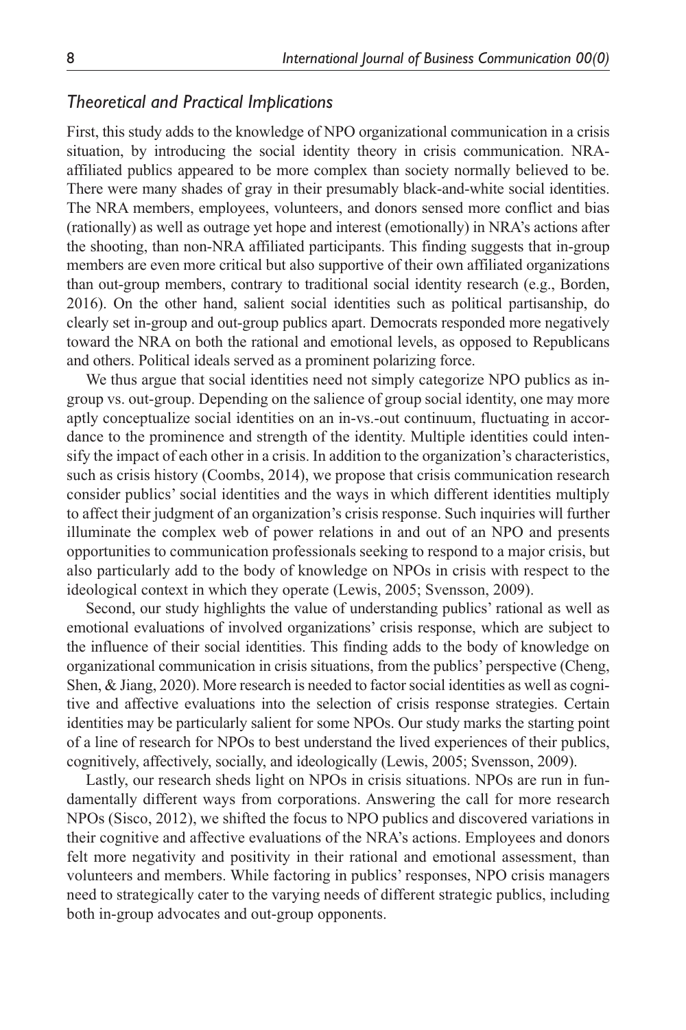### *Theoretical and Practical Implications*

First, this study adds to the knowledge of NPO organizational communication in a crisis situation, by introducing the social identity theory in crisis communication. NRA-affiliated publics appeared to be more complex than society normally believed to be. There were many shades of gray in their presumably black-and-white social identities. The NRA members, employees, volunteers, and donors sensed more conflict and bias (rationally) as well as outrage yet hope and interest (emotionally) in NRA's actions after the shooting, than non-NRA affiliated participants. This finding suggests that in-group members are even more critical but also supportive of their own affiliated organizations than out-group members, contrary to traditional social identity research (e.g., Borden, 2016). On the other hand, salient social identities such as political partisanship, do clearly set in-group and out-group publics apart. Democrats responded more negatively toward the NRA on both the rational and emotional levels, as opposed to Republicans and others. Political ideals served as a prominent polarizing force.

We thus argue that social identities need not simply categorize NPO publics as in-group vs. out-group. Depending on the salience of group social identity, one may more aptly conceptualize social identities on an in-vs.-out continuum, fluctuating in accordance to the prominence and strength of the identity. Multiple identities could intensify the impact of each other in a crisis. In addition to the organization's characteristics, such as crisis history (Coombs, 2014), we propose that crisis communication research consider publics' social identities and the ways in which different identities multiply to affect their judgment of an organization's crisis response. Such inquiries will further illuminate the complex web of power relations in and out of an NPO and presents opportunities to communication professionals seeking to respond to a major crisis, but also particularly add to the body of knowledge on NPOs in crisis with respect to the ideological context in which they operate (Lewis, 2005; Svensson, 2009).

Second, our study highlights the value of understanding publics' rational as well as emotional evaluations of involved organizations' crisis response, which are subject to the influence of their social identities. This finding adds to the body of knowledge on organizational communication in crisis situations, from the publics' perspective (Cheng, Shen, & Jiang, 2020). More research is needed to factor social identities as well as cognitive and affective evaluations into the selection of crisis response strategies. Certain identities may be particularly salient for some NPOs. Our study marks the starting point of a line of research for NPOs to best understand the lived experiences of their publics, cognitively, affectively, socially, and ideologically (Lewis, 2005; Svensson, 2009).

Lastly, our research sheds light on NPOs in crisis situations. NPOs are run in fundamentally different ways from corporations. Answering the call for more research NPOs (Sisco, 2012), we shifted the focus to NPO publics and discovered variations in their cognitive and affective evaluations of the NRA's actions. Employees and donors felt more negativity and positivity in their rational and emotional assessment, than volunteers and members. While factoring in publics' responses, NPO crisis managers need to strategically cater to the varying needs of different strategic publics, including both in-group advocates and out-group opponents.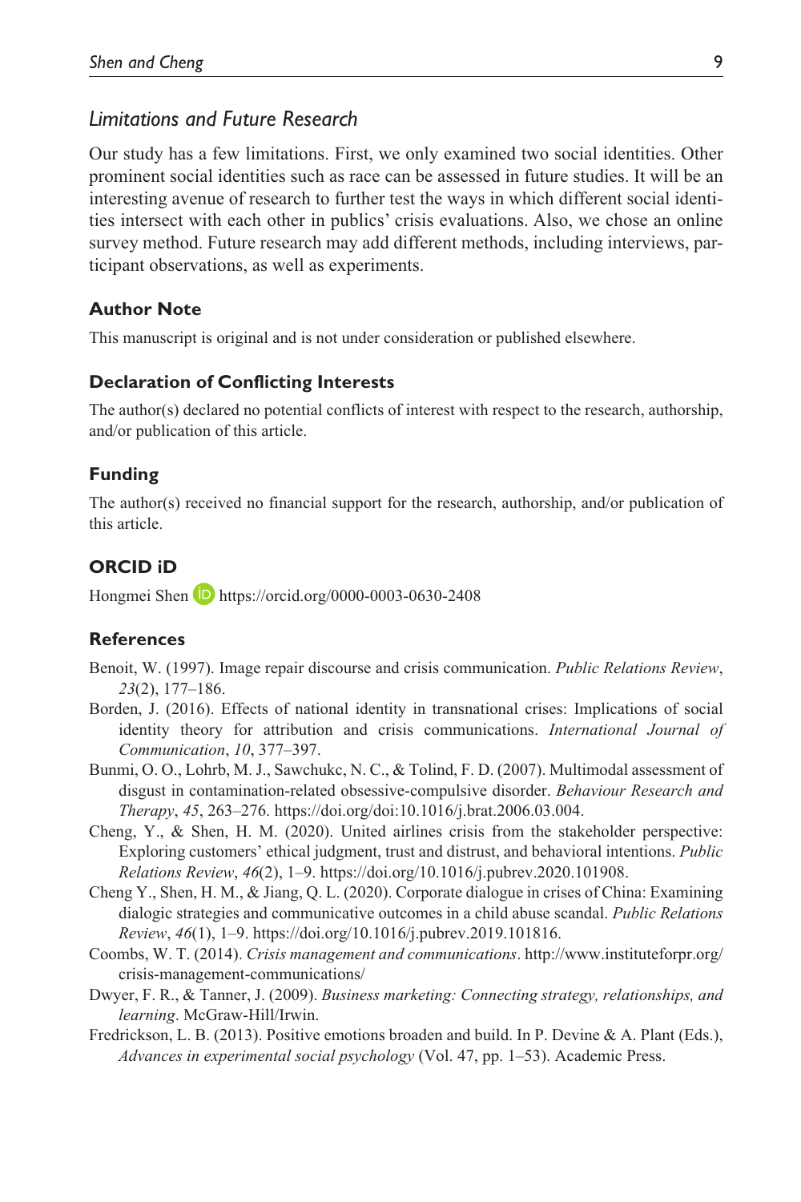### *Limitations and Future Research*

Our study has a few limitations. First, we only examined two social identities. Other prominent social identities such as race can be assessed in future studies. It will be an interesting avenue of research to further test the ways in which different social identities intersect with each other in publics' crisis evaluations. Also, we chose an online survey method. Future research may add different methods, including interviews, participant observations, as well as experiments.

## Author Note

This manuscript is original and is not under consideration or published elsewhere.

## Declaration of Conflicting Interests

The author(s) declared no potential conflicts of interest with respect to the research, authorship, and/or publication of this article.

## Funding

The author(s) received no financial support for the research, authorship, and/or publication of this article.

## ORCID iD

Hongmei Shen https://orcid.org/0000-0003-0630-2408

## References

Benoit, W. (1997). Image repair discourse and crisis communication. *Public Relations Review*, *23*(2), 177–186.

Borden, J. (2016). Effects of national identity in transnational crises: Implications of social identity theory for attribution and crisis communications. *International Journal of Communication*, *10*, 377–397.

Bunmi, O. O., Lohrb, M. J., Sawchukc, N. C., & Tolind, F. D. (2007). Multimodal assessment of disgust in contamination-related obsessive-compulsive disorder. *Behaviour Research and Therapy*, *45*, 263–276. https://doi.org/doi:10.1016/j.brat.2006.03.004.

Cheng, Y., & Shen, H. M. (2020). United airlines crisis from the stakeholder perspective: Exploring customers' ethical judgment, trust and distrust, and behavioral intentions. *Public Relations Review*, *46*(2), 1–9. https://doi.org/10.1016/j.pubrev.2020.101908.

Cheng Y., Shen, H. M., & Jiang, Q. L. (2020). Corporate dialogue in crises of China: Examining dialogic strategies and communicative outcomes in a child abuse scandal. *Public Relations Review*, *46*(1), 1–9. https://doi.org/10.1016/j.pubrev.2019.101816.

Coombs, W. T. (2014). *Crisis management and communications*. http://www.instituteforpr.org/crisis-management-communications/

Dwyer, F. R., & Tanner, J. (2009). *Business marketing: Connecting strategy, relationships, and learning*. McGraw-Hill/Irwin.

Fredrickson, L. B. (2013). Positive emotions broaden and build. In P. Devine & A. Plant (Eds.), *Advances in experimental social psychology* (Vol. 47, pp. 1–53). Academic Press.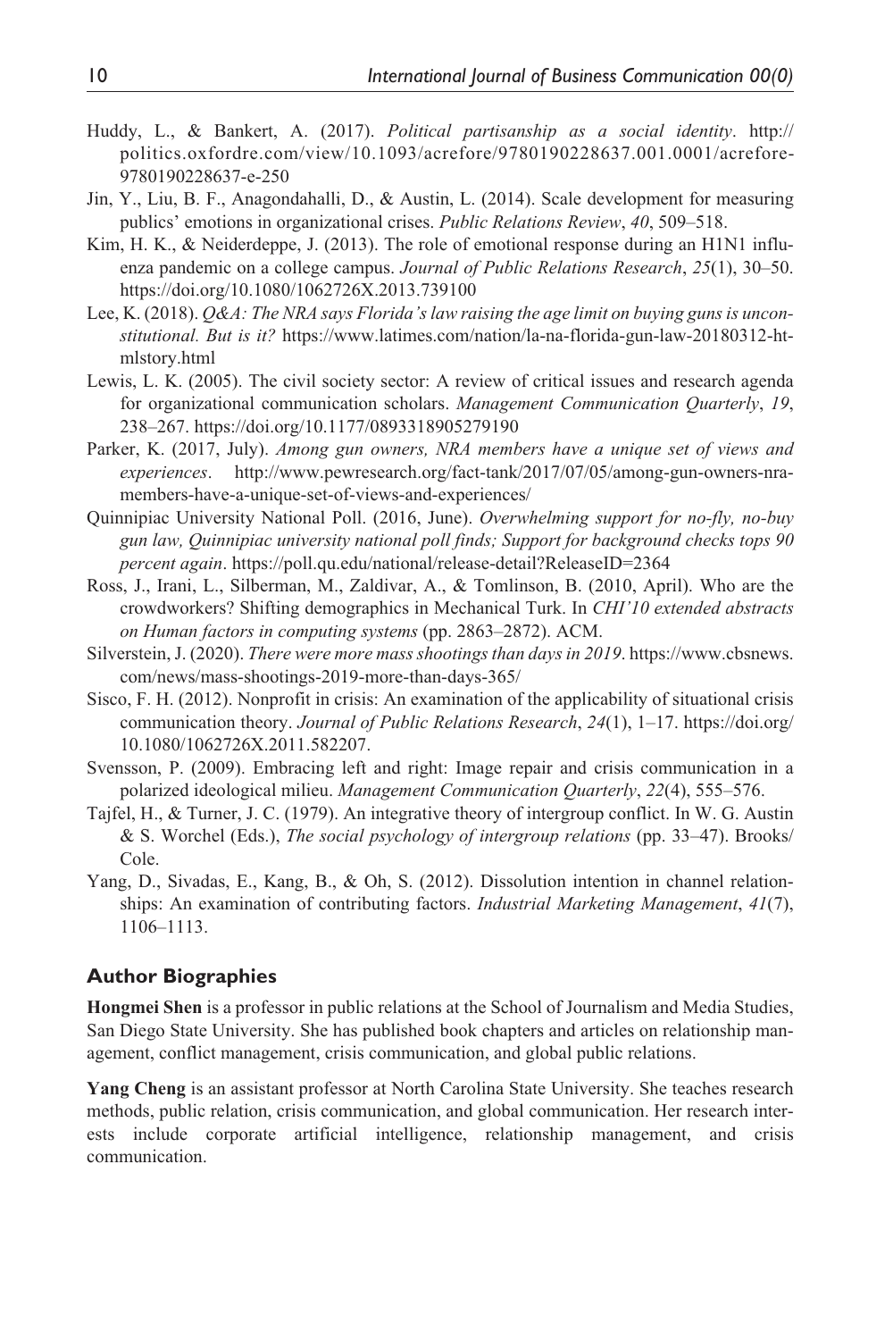Huddy, L., & Bankert, A. (2017). *Political partisanship as a social identity*. http://politics.oxfordre.com/view/10.1093/acrefore/9780190228637.001.0001/acrefore-9780190228637-e-250

Jin, Y., Liu, B. F., Anagondahalli, D., & Austin, L. (2014). Scale development for measuring publics' emotions in organizational crises. *Public Relations Review*, *40*, 509–518.

Kim, H. K., & Neiderdeppe, J. (2013). The role of emotional response during an H1N1 influenza pandemic on a college campus. *Journal of Public Relations Research*, *25*(1), 30–50. https://doi.org/10.1080/1062726X.2013.739100

Lee, K. (2018). *Q&A: The NRA says Florida's law raising the age limit on buying guns is unconstitutional. But is it?* https://www.latimes.com/nation/la-na-florida-gun-law-20180312-htmlstory.html

Lewis, L. K. (2005). The civil society sector: A review of critical issues and research agenda for organizational communication scholars. *Management Communication Quarterly*, *19*, 238–267. https://doi.org/10.1177/0893318905279190

Parker, K. (2017, July). *Among gun owners, NRA members have a unique set of views and experiences*. http://www.pewresearch.org/fact-tank/2017/07/05/among-gun-owners-nra-members-have-a-unique-set-of-views-and-experiences/

Quinnipiac University National Poll. (2016, June). *Overwhelming support for no-fly, no-buy gun law, Quinnipiac university national poll finds; Support for background checks tops 90 percent again*. https://poll.qu.edu/national/release-detail?ReleaseID=2364

Ross, J., Irani, L., Silberman, M., Zaldivar, A., & Tomlinson, B. (2010, April). Who are the crowdworkers? Shifting demographics in Mechanical Turk. In *CHI'10 extended abstracts on Human factors in computing systems* (pp. 2863–2872). ACM.

Silverstein, J. (2020). *There were more mass shootings than days in 2019*. https://www.cbsnews.com/news/mass-shootings-2019-more-than-days-365/

Sisco, F. H. (2012). Nonprofit in crisis: An examination of the applicability of situational crisis communication theory. *Journal of Public Relations Research*, *24*(1), 1–17. https://doi.org/10.1080/1062726X.2011.582207.

Svensson, P. (2009). Embracing left and right: Image repair and crisis communication in a polarized ideological milieu. *Management Communication Quarterly*, *22*(4), 555–576.

Tajfel, H., & Turner, J. C. (1979). An integrative theory of intergroup conflict. In W. G. Austin & S. Worchel (Eds.), *The social psychology of intergroup relations* (pp. 33–47). Brooks/Cole.

Yang, D., Sivadas, E., Kang, B., & Oh, S. (2012). Dissolution intention in channel relationships: An examination of contributing factors. *Industrial Marketing Management*, *41*(7), 1106–1113.

## Author Biographies

**Hongmei Shen** is a professor in public relations at the School of Journalism and Media Studies, San Diego State University. She has published book chapters and articles on relationship management, conflict management, crisis communication, and global public relations.

**Yang Cheng** is an assistant professor at North Carolina State University. She teaches research methods, public relation, crisis communication, and global communication. Her research interests include corporate artificial intelligence, relationship management, and crisis communication.